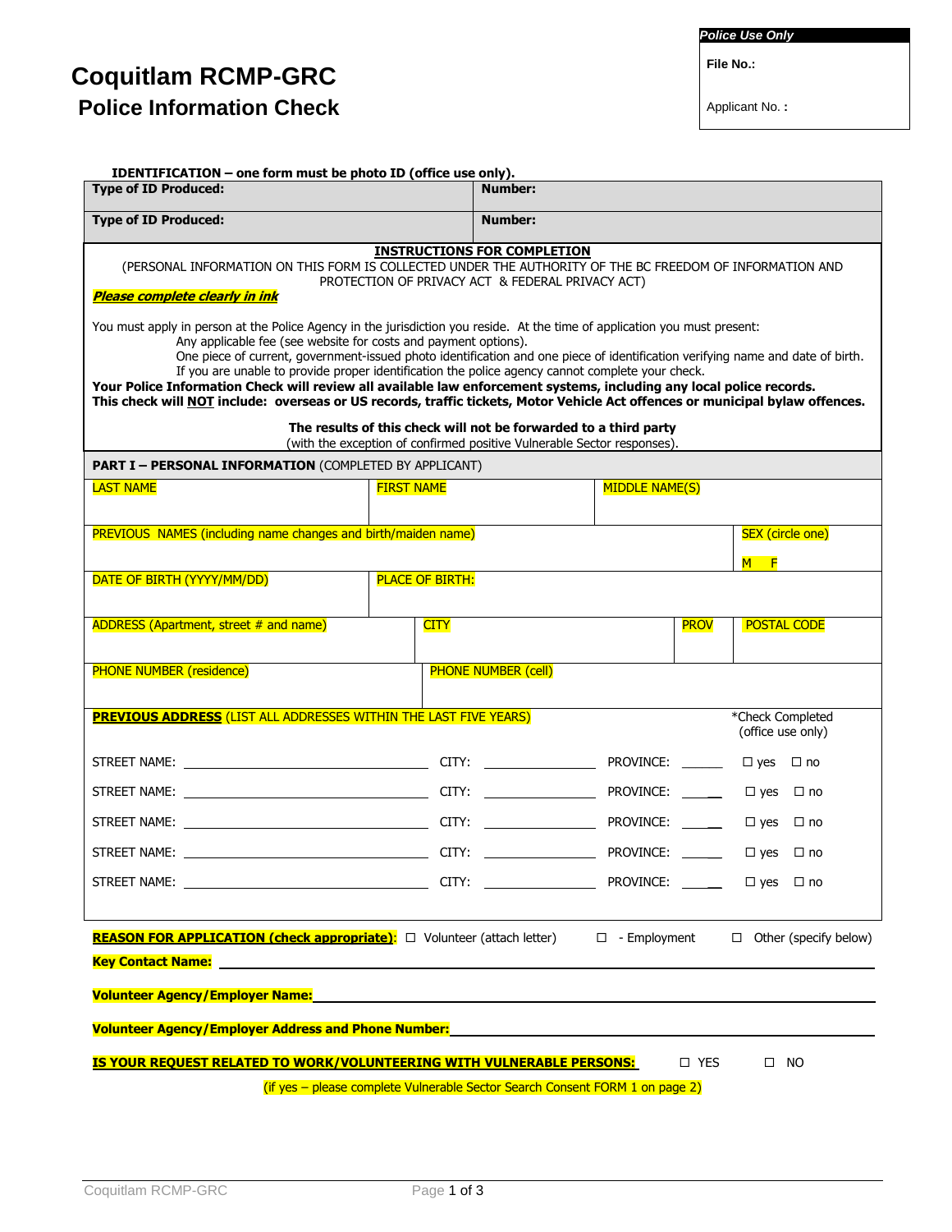| *Police Use Only* |
| --- |
| File No.: |
| Applicant No. : |

# Coquitlam RCMP-GRC
## Police Information Check

**IDENTIFICATION – one form must be photo ID (office use only).**

| **Type of ID Produced:** | **Number:** |
| --- | --- |
| **Type of ID Produced:** | **Number:** |

**INSTRUCTIONS FOR COMPLETION**

(PERSONAL INFORMATION ON THIS FORM IS COLLECTED UNDER THE AUTHORITY OF THE BC FREEDOM OF INFORMATION AND PROTECTION OF PRIVACY ACT & FEDERAL PRIVACY ACT)

***Please complete clearly in ink***

You must apply in person at the Police Agency in the jurisdiction you reside. At the time of application you must present:

Any applicable fee (see website for costs and payment options).
One piece of current, government-issued photo identification and one piece of identification verifying name and date of birth.
If you are unable to provide proper identification the police agency cannot complete your check.

**Your Police Information Check will review all available law enforcement systems, including any local police records.**
**This check will NOT include: overseas or US records, traffic tickets, Motor Vehicle Act offences or municipal bylaw offences.**

**The results of this check will not be forwarded to a third party**
(with the exception of confirmed positive Vulnerable Sector responses).

**PART I – PERSONAL INFORMATION** (COMPLETED BY APPLICANT)

| LAST NAME | FIRST NAME | MIDDLE NAME(S) |
| --- | --- | --- |
| | | |

| PREVIOUS NAMES (including name changes and birth/maiden name) | SEX (circle one) M F |
| --- | --- |
| | |

| DATE OF BIRTH (YYYY/MM/DD) | PLACE OF BIRTH: |
| --- | --- |
| | |

| ADDRESS (Apartment, street # and name) | CITY | PROV | POSTAL CODE |
| --- | --- | --- | --- |
| | | | |

| PHONE NUMBER (residence) | PHONE NUMBER (cell) |
| --- | --- |
| | |

**PREVIOUS ADDRESS** (LIST ALL ADDRESSES WITHIN THE LAST FIVE YEARS)

| STREET NAME | CITY | PROVINCE | *Check Completed (office use only) |
| --- | --- | --- | --- |
| | | | ☐ yes ☐ no |
| | | | ☐ yes ☐ no |
| | | | ☐ yes ☐ no |
| | | | ☐ yes ☐ no |
| | | | ☐ yes ☐ no |

**REASON FOR APPLICATION (check appropriate)**: ☐ Volunteer (attach letter) ☐ - Employment ☐ Other (specify below)

**Key Contact Name:** ______________________________

**Volunteer Agency/Employer Name:** ______________________________

**Volunteer Agency/Employer Address and Phone Number:** ______________________________

**IS YOUR REQUEST RELATED TO WORK/VOLUNTEERING WITH VULNERABLE PERSONS:** ☐ YES ☐ NO

(if yes – please complete Vulnerable Sector Search Consent FORM 1 on page 2)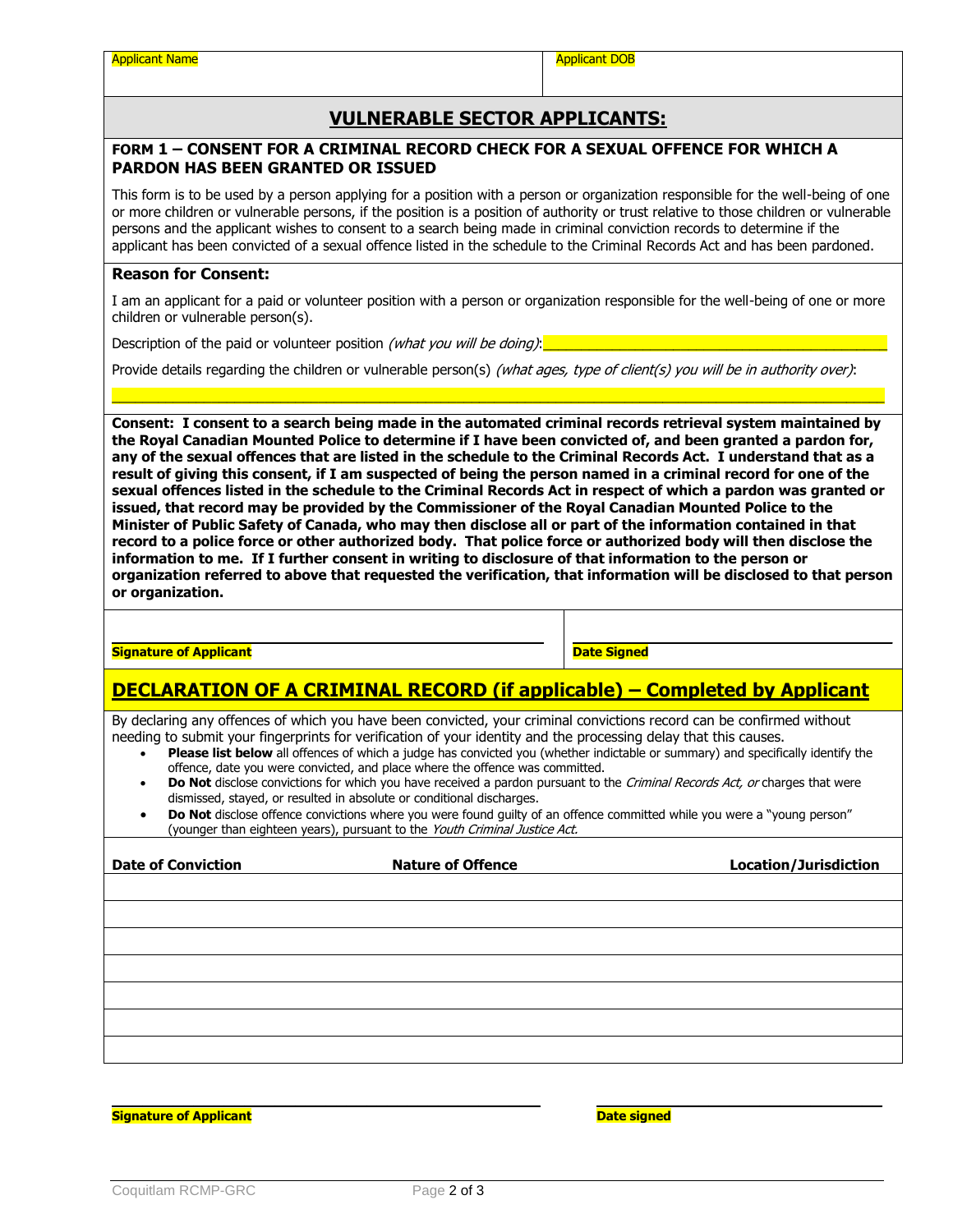| Applicant Name | Applicant DOB |
|---|---|
| | |

## VULNERABLE SECTOR APPLICANTS:

### FORM 1 – CONSENT FOR A CRIMINAL RECORD CHECK FOR A SEXUAL OFFENCE FOR WHICH A PARDON HAS BEEN GRANTED OR ISSUED

This form is to be used by a person applying for a position with a person or organization responsible for the well-being of one or more children or vulnerable persons, if the position is a position of authority or trust relative to those children or vulnerable persons and the applicant wishes to consent to a search being made in criminal conviction records to determine if the applicant has been convicted of a sexual offence listed in the schedule to the Criminal Records Act and has been pardoned.

**Reason for Consent:**

I am an applicant for a paid or volunteer position with a person or organization responsible for the well-being of one or more children or vulnerable person(s).

Description of the paid or volunteer position *(what you will be doing)*:______________________________

Provide details regarding the children or vulnerable person(s) *(what ages, type of client(s) you will be in authority over)*:

______________________________________________________________

**Consent: I consent to a search being made in the automated criminal records retrieval system maintained by the Royal Canadian Mounted Police to determine if I have been convicted of, and been granted a pardon for, any of the sexual offences that are listed in the schedule to the Criminal Records Act. I understand that as a result of giving this consent, if I am suspected of being the person named in a criminal record for one of the sexual offences listed in the schedule to the Criminal Records Act in respect of which a pardon was granted or issued, that record may be provided by the Commissioner of the Royal Canadian Mounted Police to the Minister of Public Safety of Canada, who may then disclose all or part of the information contained in that record to a police force or other authorized body. That police force or authorized body will then disclose the information to me. If I further consent in writing to disclosure of that information to the person or organization referred to above that requested the verification, that information will be disclosed to that person or organization.**

______________________________ ______________________________

**Signature of Applicant** **Date Signed**

## DECLARATION OF A CRIMINAL RECORD (if applicable) – Completed by Applicant

By declaring any offences of which you have been convicted, your criminal convictions record can be confirmed without needing to submit your fingerprints for verification of your identity and the processing delay that this causes.

- **Please list below** all offences of which a judge has convicted you (whether indictable or summary) and specifically identify the offence, date you were convicted, and place where the offence was committed.
- **Do Not** disclose convictions for which you have received a pardon pursuant to the *Criminal Records Act, or* charges that were dismissed, stayed, or resulted in absolute or conditional discharges.
- **Do Not** disclose offence convictions where you were found guilty of an offence committed while you were a "young person" (younger than eighteen years), pursuant to the *Youth Criminal Justice Act.*

| Date of Conviction | Nature of Offence | Location/Jurisdiction |
|---|---|---|
| | | |
| | | |
| | | |
| | | |
| | | |
| | | |
| | | |

______________________________ ______________________________

**Signature of Applicant** **Date signed**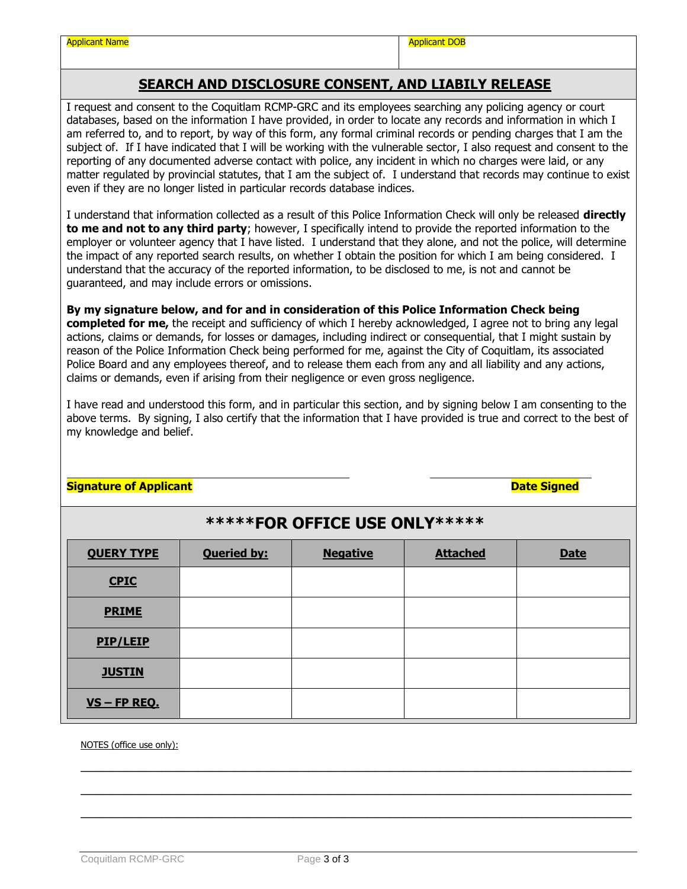| Applicant Name | Applicant DOB |
|---|---|
| | |

## SEARCH AND DISCLOSURE CONSENT, AND LIABILY RELEASE

I request and consent to the Coquitlam RCMP-GRC and its employees searching any policing agency or court databases, based on the information I have provided, in order to locate any records and information in which I am referred to, and to report, by way of this form, any formal criminal records or pending charges that I am the subject of. If I have indicated that I will be working with the vulnerable sector, I also request and consent to the reporting of any documented adverse contact with police, any incident in which no charges were laid, or any matter regulated by provincial statutes, that I am the subject of. I understand that records may continue to exist even if they are no longer listed in particular records database indices.

I understand that information collected as a result of this Police Information Check will only be released **directly to me and not to any third party**; however, I specifically intend to provide the reported information to the employer or volunteer agency that I have listed. I understand that they alone, and not the police, will determine the impact of any reported search results, on whether I obtain the position for which I am being considered. I understand that the accuracy of the reported information, to be disclosed to me, is not and cannot be guaranteed, and may include errors or omissions.

**By my signature below, and for and in consideration of this Police Information Check being completed for me,** the receipt and sufficiency of which I hereby acknowledged, I agree not to bring any legal actions, claims or demands, for losses or damages, including indirect or consequential, that I might sustain by reason of the Police Information Check being performed for me, against the City of Coquitlam, its associated Police Board and any employees thereof, and to release them each from any and all liability and any actions, claims or demands, even if arising from their negligence or even gross negligence.

I have read and understood this form, and in particular this section, and by signing below I am consenting to the above terms. By signing, I also certify that the information that I have provided is true and correct to the best of my knowledge and belief.

\_\_\_\_\_\_\_\_\_\_\_\_\_\_\_\_\_\_\_\_\_\_\_\_\_\_\_\_\_\_\_\_\_\_\_\_ &nbsp;&nbsp;&nbsp;&nbsp; \_\_\_\_\_\_\_\_\_\_\_\_\_\_\_\_\_\_\_\_

**Signature of Applicant** &nbsp;&nbsp;&nbsp;&nbsp; **Date Signed**

## *****FOR OFFICE USE ONLY*****

| QUERY TYPE | Queried by: | Negative | Attached | Date |
|---|---|---|---|---|
| CPIC | | | | |
| PRIME | | | | |
| PIP/LEIP | | | | |
| JUSTIN | | | | |
| VS – FP REQ. | | | | |

NOTES (office use only):

\_\_\_\_\_\_\_\_\_\_\_\_\_\_\_\_\_\_\_\_\_\_\_\_\_\_\_\_\_\_\_\_\_\_\_\_\_\_\_\_\_\_\_\_\_\_\_\_\_\_\_\_\_\_\_\_\_\_\_\_\_\_\_\_

\_\_\_\_\_\_\_\_\_\_\_\_\_\_\_\_\_\_\_\_\_\_\_\_\_\_\_\_\_\_\_\_\_\_\_\_\_\_\_\_\_\_\_\_\_\_\_\_\_\_\_\_\_\_\_\_\_\_\_\_\_\_\_\_

\_\_\_\_\_\_\_\_\_\_\_\_\_\_\_\_\_\_\_\_\_\_\_\_\_\_\_\_\_\_\_\_\_\_\_\_\_\_\_\_\_\_\_\_\_\_\_\_\_\_\_\_\_\_\_\_\_\_\_\_\_\_\_\_